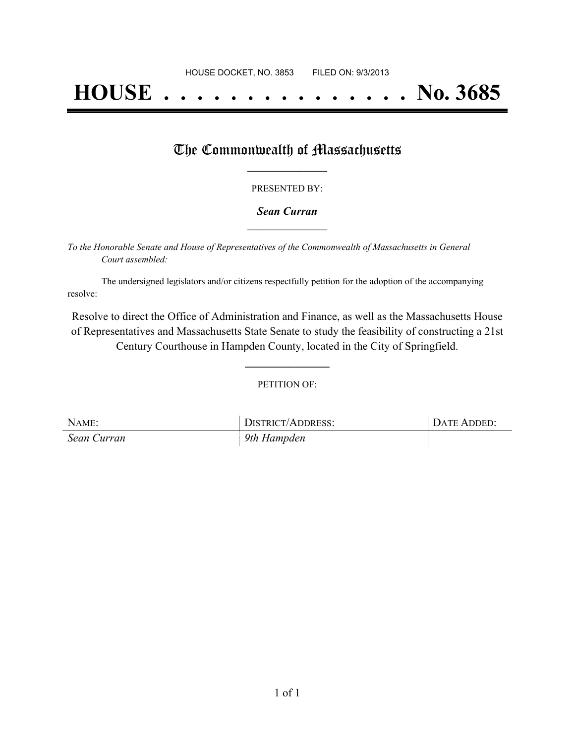HOUSE DOCKET, NO. 3853 FILED ON: 9/3/2013

# HOUSE . . . . . . . . . . . . . . . No. 3685

## The Commonwealth of Massachusetts

PRESENTED BY:

***Sean Curran***

*To the Honorable Senate and House of Representatives of the Commonwealth of Massachusetts in General Court assembled:*

The undersigned legislators and/or citizens respectfully petition for the adoption of the accompanying resolve:

Resolve to direct the Office of Administration and Finance, as well as the Massachusetts House of Representatives and Massachusetts State Senate to study the feasibility of constructing a 21st Century Courthouse in Hampden County, located in the City of Springfield.

PETITION OF:

| NAME: | DISTRICT/ADDRESS: | DATE ADDED: |
| --- | --- | --- |
| *Sean Curran* | *9th Hampden* | |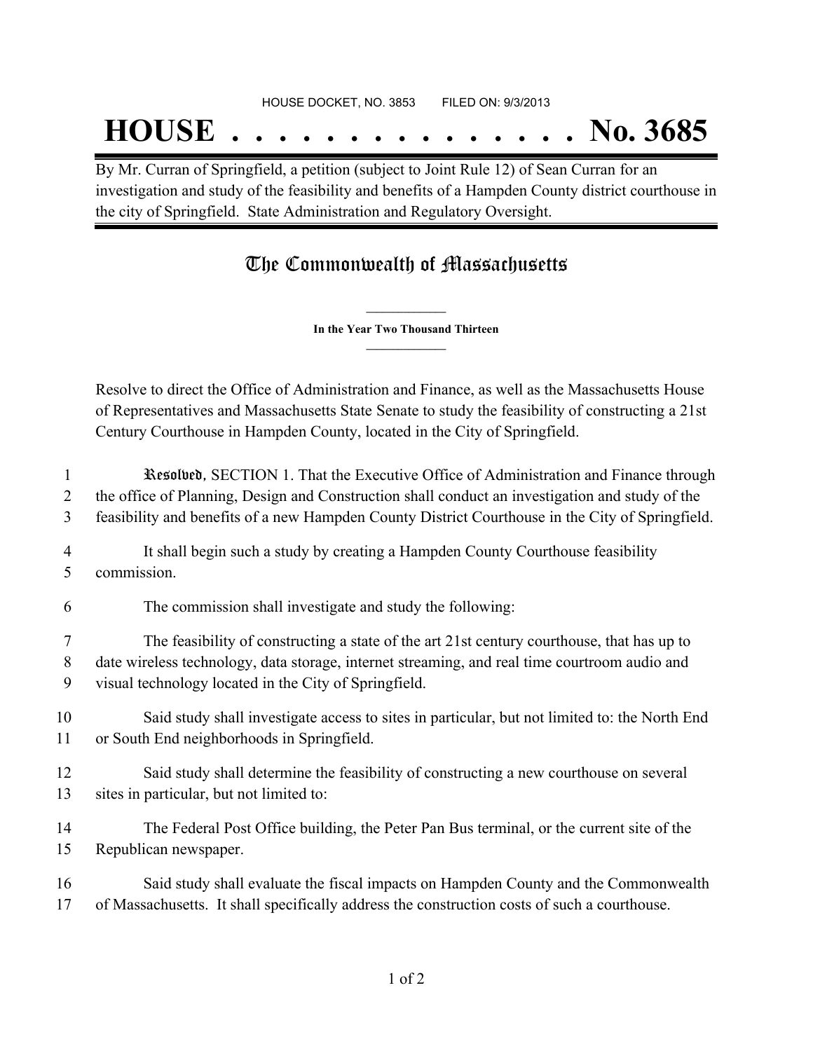HOUSE DOCKET, NO. 3853        FILED ON: 9/3/2013

# HOUSE . . . . . . . . . . . . . . . No. 3685

By Mr. Curran of Springfield, a petition (subject to Joint Rule 12) of Sean Curran for an investigation and study of the feasibility and benefits of a Hampden County district courthouse in the city of Springfield. State Administration and Regulatory Oversight.

## The Commonwealth of Massachusetts

**In the Year Two Thousand Thirteen**

Resolve to direct the Office of Administration and Finance, as well as the Massachusetts House of Representatives and Massachusetts State Senate to study the feasibility of constructing a 21st Century Courthouse in Hampden County, located in the City of Springfield.

1 *Resolved*, SECTION 1. That the Executive Office of Administration and Finance through
2 the office of Planning, Design and Construction shall conduct an investigation and study of the
3 feasibility and benefits of a new Hampden County District Courthouse in the City of Springfield.

4 It shall begin such a study by creating a Hampden County Courthouse feasibility
5 commission.

6 The commission shall investigate and study the following:

7 The feasibility of constructing a state of the art 21st century courthouse, that has up to
8 date wireless technology, data storage, internet streaming, and real time courtroom audio and
9 visual technology located in the City of Springfield.

10 Said study shall investigate access to sites in particular, but not limited to: the North End
11 or South End neighborhoods in Springfield.

12 Said study shall determine the feasibility of constructing a new courthouse on several
13 sites in particular, but not limited to:

14 The Federal Post Office building, the Peter Pan Bus terminal, or the current site of the
15 Republican newspaper.

16 Said study shall evaluate the fiscal impacts on Hampden County and the Commonwealth
17 of Massachusetts. It shall specifically address the construction costs of such a courthouse.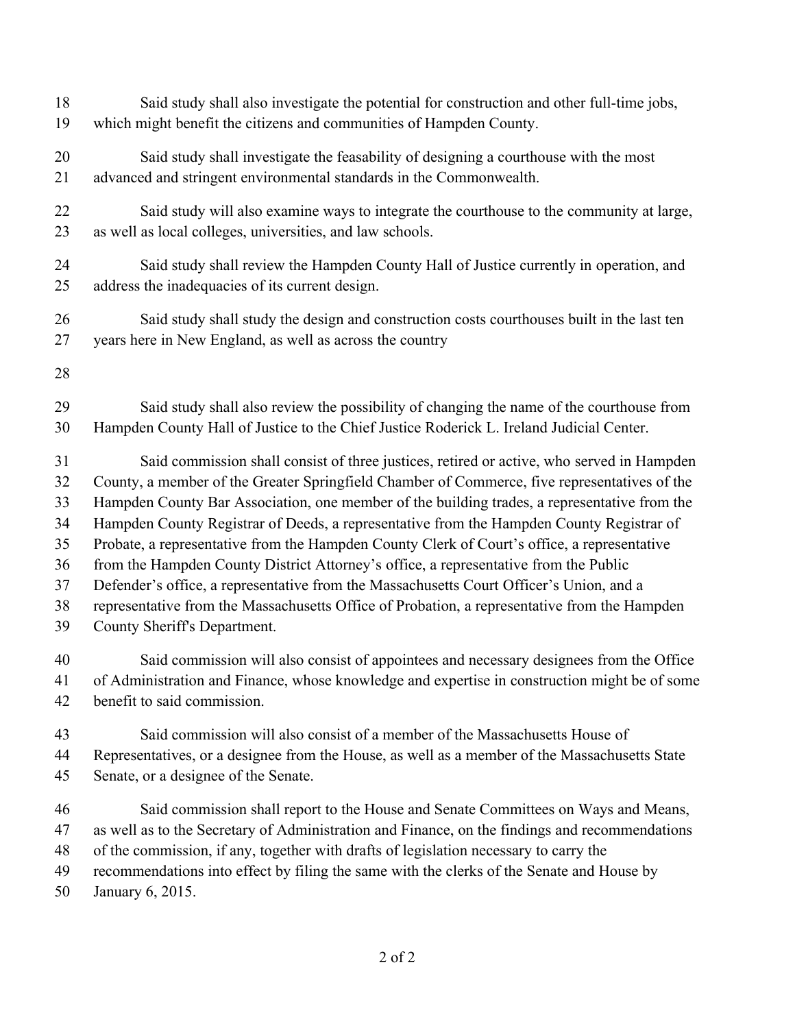Said study shall also investigate the potential for construction and other full-time jobs, which might benefit the citizens and communities of Hampden County.

Said study shall investigate the feasability of designing a courthouse with the most advanced and stringent environmental standards in the Commonwealth.

Said study will also examine ways to integrate the courthouse to the community at large, as well as local colleges, universities, and law schools.

Said study shall review the Hampden County Hall of Justice currently in operation, and address the inadequacies of its current design.

Said study shall study the design and construction costs courthouses built in the last ten years here in New England, as well as across the country

Said study shall also review the possibility of changing the name of the courthouse from Hampden County Hall of Justice to the Chief Justice Roderick L. Ireland Judicial Center.

Said commission shall consist of three justices, retired or active, who served in Hampden County, a member of the Greater Springfield Chamber of Commerce, five representatives of the Hampden County Bar Association, one member of the building trades, a representative from the Hampden County Registrar of Deeds, a representative from the Hampden County Registrar of Probate, a representative from the Hampden County Clerk of Court's office, a representative from the Hampden County District Attorney's office, a representative from the Public Defender's office, a representative from the Massachusetts Court Officer's Union, and a representative from the Massachusetts Office of Probation, a representative from the Hampden County Sheriff's Department.

Said commission will also consist of appointees and necessary designees from the Office of Administration and Finance, whose knowledge and expertise in construction might be of some benefit to said commission.

Said commission will also consist of a member of the Massachusetts House of Representatives, or a designee from the House, as well as a member of the Massachusetts State Senate, or a designee of the Senate.

Said commission shall report to the House and Senate Committees on Ways and Means, as well as to the Secretary of Administration and Finance, on the findings and recommendations of the commission, if any, together with drafts of legislation necessary to carry the recommendations into effect by filing the same with the clerks of the Senate and House by January 6, 2015.